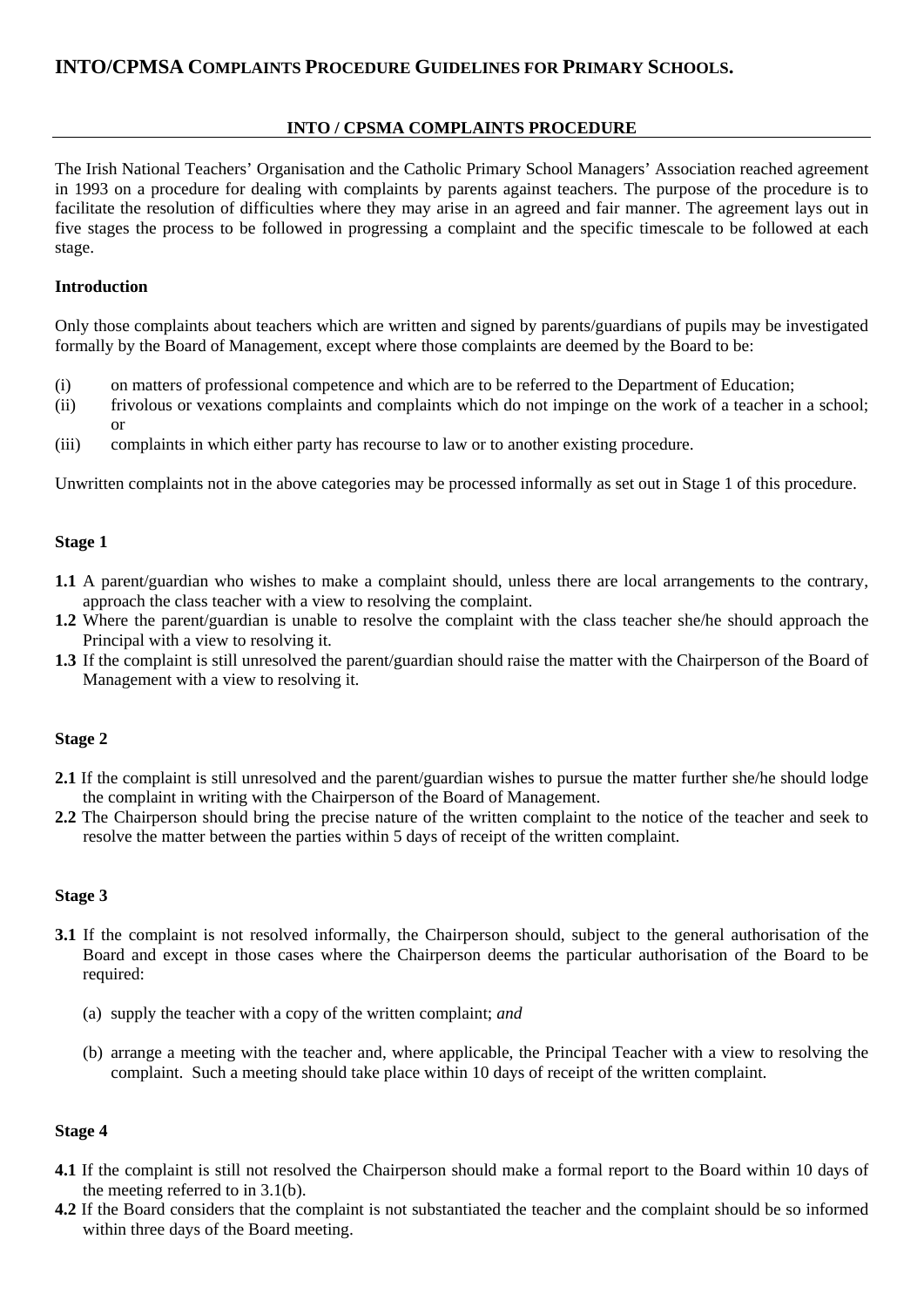# INTO/CPMSA COMPLAINTS PROCEDURE GUIDELINES FOR PRIMARY SCHOOLS.

## INTO / CPSMA COMPLAINTS PROCEDURE

The Irish National Teachers' Organisation and the Catholic Primary School Managers' Association reached agreement in 1993 on a procedure for dealing with complaints by parents against teachers. The purpose of the procedure is to facilitate the resolution of difficulties where they may arise in an agreed and fair manner. The agreement lays out in five stages the process to be followed in progressing a complaint and the specific timescale to be followed at each stage.

### Introduction

Only those complaints about teachers which are written and signed by parents/guardians of pupils may be investigated formally by the Board of Management, except where those complaints are deemed by the Board to be:

(i) on matters of professional competence and which are to be referred to the Department of Education;
(ii) frivolous or vexations complaints and complaints which do not impinge on the work of a teacher in a school; or
(iii) complaints in which either party has recourse to law or to another existing procedure.

Unwritten complaints not in the above categories may be processed informally as set out in Stage 1 of this procedure.

### Stage 1

**1.1** A parent/guardian who wishes to make a complaint should, unless there are local arrangements to the contrary, approach the class teacher with a view to resolving the complaint.
**1.2** Where the parent/guardian is unable to resolve the complaint with the class teacher she/he should approach the Principal with a view to resolving it.
**1.3** If the complaint is still unresolved the parent/guardian should raise the matter with the Chairperson of the Board of Management with a view to resolving it.

### Stage 2

**2.1** If the complaint is still unresolved and the parent/guardian wishes to pursue the matter further she/he should lodge the complaint in writing with the Chairperson of the Board of Management.
**2.2** The Chairperson should bring the precise nature of the written complaint to the notice of the teacher and seek to resolve the matter between the parties within 5 days of receipt of the written complaint.

### Stage 3

**3.1** If the complaint is not resolved informally, the Chairperson should, subject to the general authorisation of the Board and except in those cases where the Chairperson deems the particular authorisation of the Board to be required:

(a) supply the teacher with a copy of the written complaint; *and*

(b) arrange a meeting with the teacher and, where applicable, the Principal Teacher with a view to resolving the complaint. Such a meeting should take place within 10 days of receipt of the written complaint.

### Stage 4

**4.1** If the complaint is still not resolved the Chairperson should make a formal report to the Board within 10 days of the meeting referred to in 3.1(b).
**4.2** If the Board considers that the complaint is not substantiated the teacher and the complaint should be so informed within three days of the Board meeting.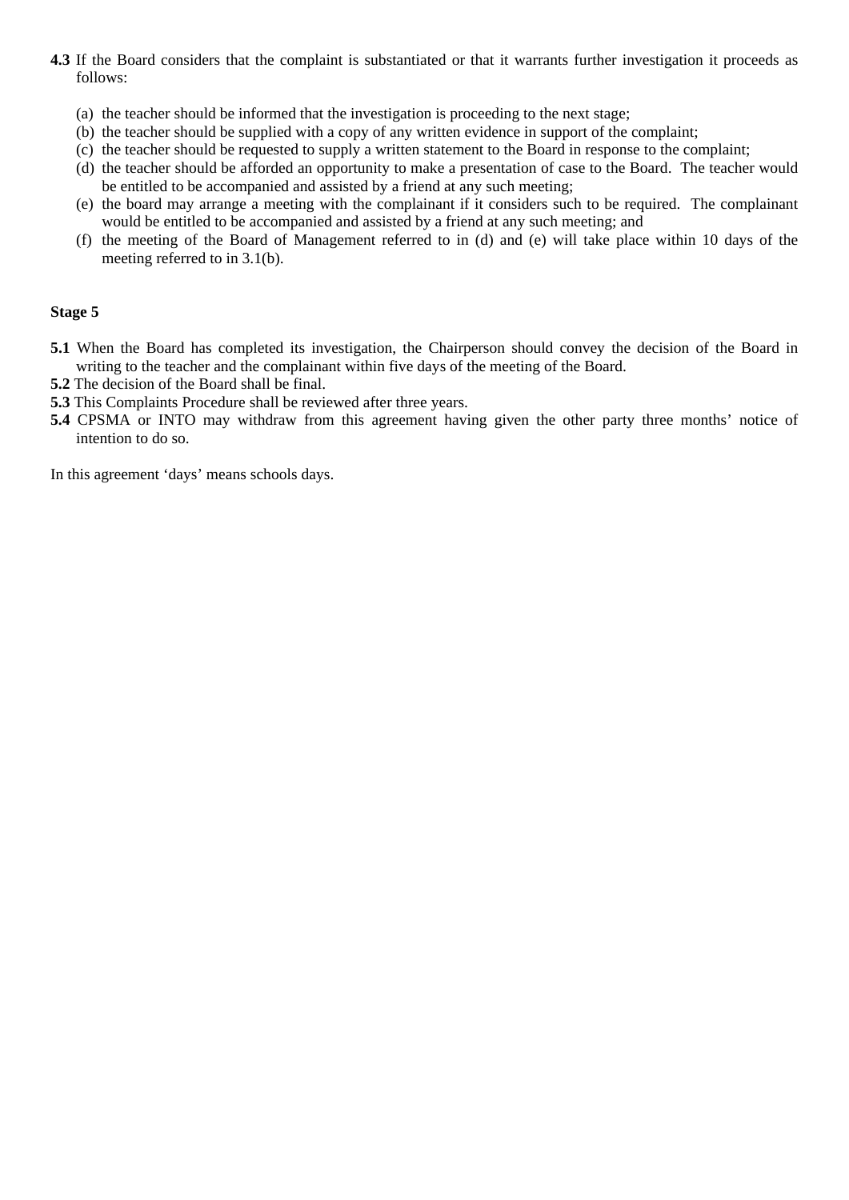**4.3** If the Board considers that the complaint is substantiated or that it warrants further investigation it proceeds as follows:

(a) the teacher should be informed that the investigation is proceeding to the next stage;
(b) the teacher should be supplied with a copy of any written evidence in support of the complaint;
(c) the teacher should be requested to supply a written statement to the Board in response to the complaint;
(d) the teacher should be afforded an opportunity to make a presentation of case to the Board. The teacher would be entitled to be accompanied and assisted by a friend at any such meeting;
(e) the board may arrange a meeting with the complainant if it considers such to be required. The complainant would be entitled to be accompanied and assisted by a friend at any such meeting; and
(f) the meeting of the Board of Management referred to in (d) and (e) will take place within 10 days of the meeting referred to in 3.1(b).

**Stage 5**

**5.1** When the Board has completed its investigation, the Chairperson should convey the decision of the Board in writing to the teacher and the complainant within five days of the meeting of the Board.
**5.2** The decision of the Board shall be final.
**5.3** This Complaints Procedure shall be reviewed after three years.
**5.4** CPSMA or INTO may withdraw from this agreement having given the other party three months' notice of intention to do so.

In this agreement 'days' means schools days.